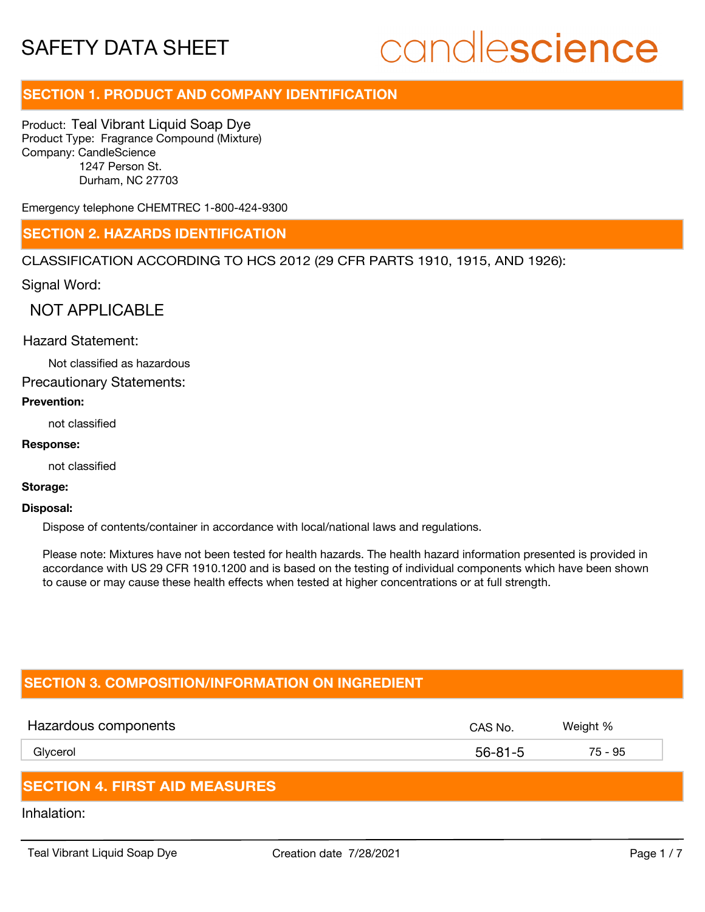# SAFETY DATA SHEET

candlescience

## SECTION 1. PRODUCT AND COMPANY IDENTIFICATION

Product: Teal Vibrant Liquid Soap Dye
Product Type: Fragrance Compound (Mixture)
Company: CandleScience
1247 Person St.
Durham, NC 27703

Emergency telephone CHEMTREC 1-800-424-9300

## SECTION 2. HAZARDS IDENTIFICATION

CLASSIFICATION ACCORDING TO HCS 2012 (29 CFR PARTS 1910, 1915, AND 1926):

Signal Word:

NOT APPLICABLE

Hazard Statement:

Not classified as hazardous

Precautionary Statements:

**Prevention:**

not classified

**Response:**

not classified

**Storage:**

**Disposal:**

Dispose of contents/container in accordance with local/national laws and regulations.

Please note: Mixtures have not been tested for health hazards. The health hazard information presented is provided in accordance with US 29 CFR 1910.1200 and is based on the testing of individual components which have been shown to cause or may cause these health effects when tested at higher concentrations or at full strength.

## SECTION 3. COMPOSITION/INFORMATION ON INGREDIENT

| Hazardous components | CAS No. | Weight % |
| --- | --- | --- |
| Glycerol | 56-81-5 | 75 - 95 |

## SECTION 4. FIRST AID MEASURES

Inhalation: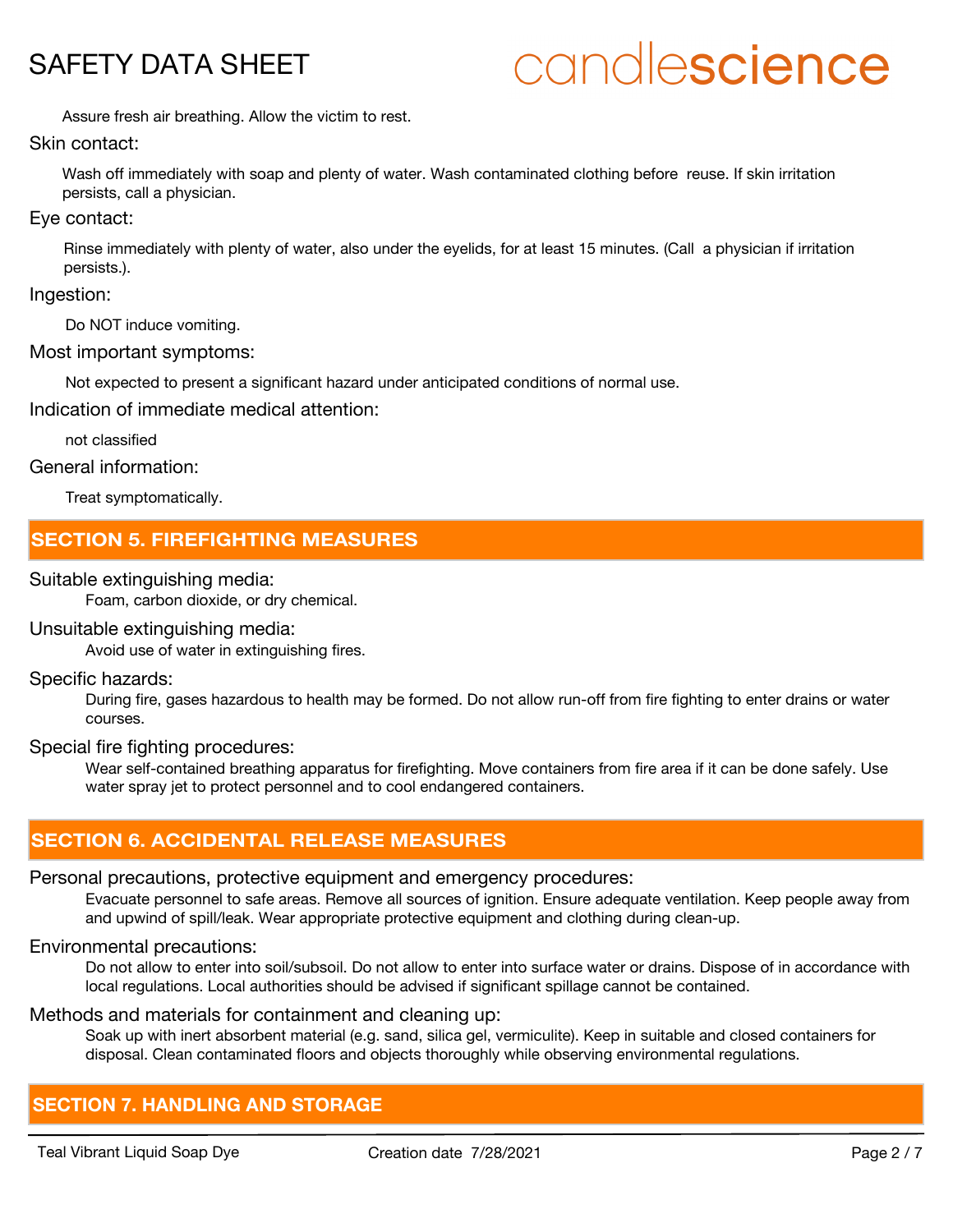Assure fresh air breathing. Allow the victim to rest.

Skin contact:

Wash off immediately with soap and plenty of water. Wash contaminated clothing before reuse. If skin irritation persists, call a physician.

Eye contact:

Rinse immediately with plenty of water, also under the eyelids, for at least 15 minutes. (Call a physician if irritation persists.).

Ingestion:

Do NOT induce vomiting.

Most important symptoms:

Not expected to present a significant hazard under anticipated conditions of normal use.

Indication of immediate medical attention:

not classified

General information:

Treat symptomatically.

## SECTION 5. FIREFIGHTING MEASURES

Suitable extinguishing media:

Foam, carbon dioxide, or dry chemical.

Unsuitable extinguishing media:

Avoid use of water in extinguishing fires.

Specific hazards:

During fire, gases hazardous to health may be formed. Do not allow run-off from fire fighting to enter drains or water courses.

Special fire fighting procedures:

Wear self-contained breathing apparatus for firefighting. Move containers from fire area if it can be done safely. Use water spray jet to protect personnel and to cool endangered containers.

## SECTION 6. ACCIDENTAL RELEASE MEASURES

Personal precautions, protective equipment and emergency procedures:

Evacuate personnel to safe areas. Remove all sources of ignition. Ensure adequate ventilation. Keep people away from and upwind of spill/leak. Wear appropriate protective equipment and clothing during clean-up.

Environmental precautions:

Do not allow to enter into soil/subsoil. Do not allow to enter into surface water or drains. Dispose of in accordance with local regulations. Local authorities should be advised if significant spillage cannot be contained.

Methods and materials for containment and cleaning up:

Soak up with inert absorbent material (e.g. sand, silica gel, vermiculite). Keep in suitable and closed containers for disposal. Clean contaminated floors and objects thoroughly while observing environmental regulations.

## SECTION 7. HANDLING AND STORAGE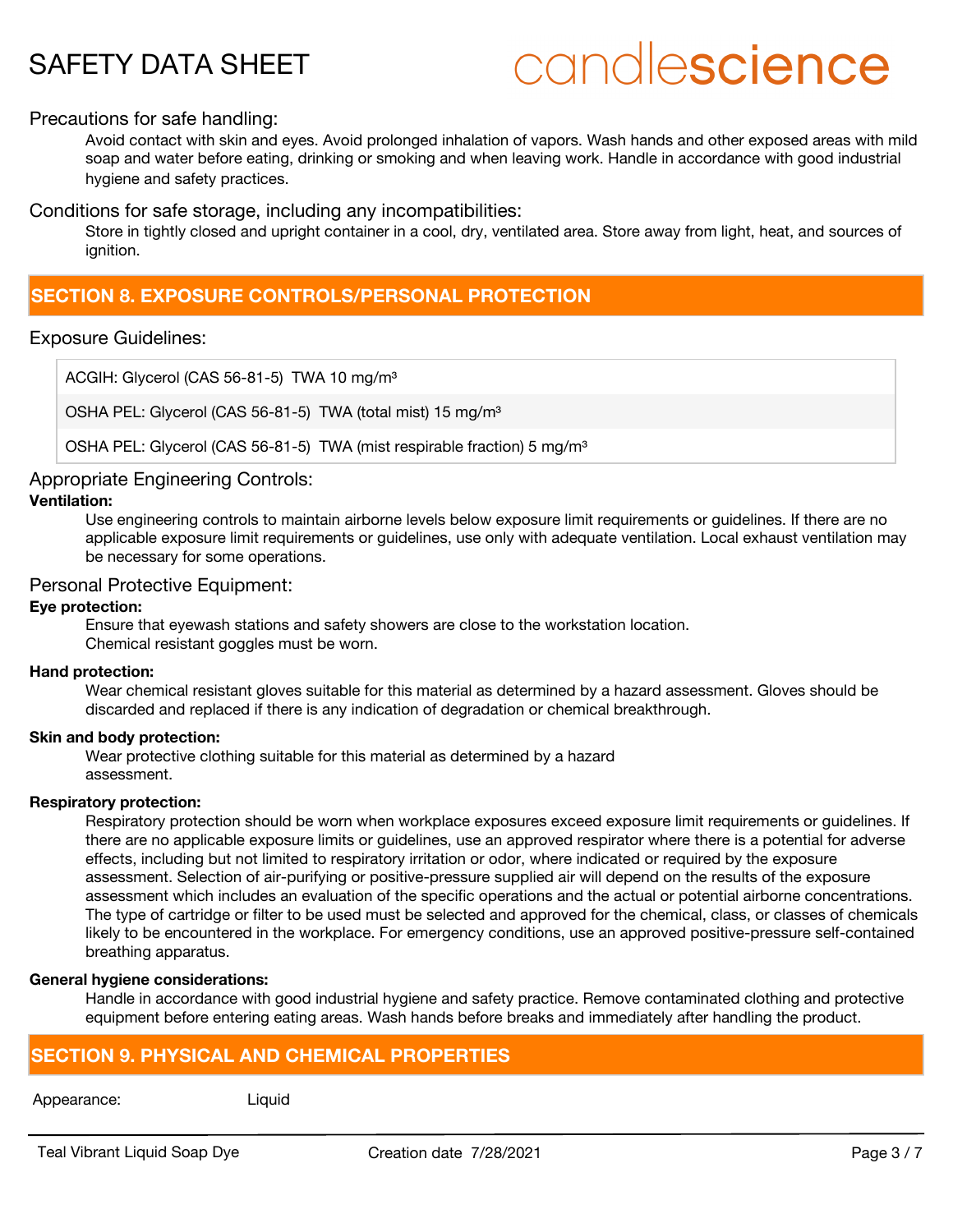Precautions for safe handling:

Avoid contact with skin and eyes. Avoid prolonged inhalation of vapors. Wash hands and other exposed areas with mild soap and water before eating, drinking or smoking and when leaving work. Handle in accordance with good industrial hygiene and safety practices.

Conditions for safe storage, including any incompatibilities:

Store in tightly closed and upright container in a cool, dry, ventilated area. Store away from light, heat, and sources of ignition.

## SECTION 8. EXPOSURE CONTROLS/PERSONAL PROTECTION

Exposure Guidelines:

| |
|---|
| ACGIH: Glycerol (CAS 56-81-5) TWA 10 mg/m³ |
| OSHA PEL: Glycerol (CAS 56-81-5) TWA (total mist) 15 mg/m³ |
| OSHA PEL: Glycerol (CAS 56-81-5) TWA (mist respirable fraction) 5 mg/m³ |

Appropriate Engineering Controls:

**Ventilation:**

Use engineering controls to maintain airborne levels below exposure limit requirements or guidelines. If there are no applicable exposure limit requirements or guidelines, use only with adequate ventilation. Local exhaust ventilation may be necessary for some operations.

Personal Protective Equipment:

**Eye protection:**

Ensure that eyewash stations and safety showers are close to the workstation location.
Chemical resistant goggles must be worn.

**Hand protection:**

Wear chemical resistant gloves suitable for this material as determined by a hazard assessment. Gloves should be discarded and replaced if there is any indication of degradation or chemical breakthrough.

**Skin and body protection:**

Wear protective clothing suitable for this material as determined by a hazard assessment.

**Respiratory protection:**

Respiratory protection should be worn when workplace exposures exceed exposure limit requirements or guidelines. If there are no applicable exposure limits or guidelines, use an approved respirator where there is a potential for adverse effects, including but not limited to respiratory irritation or odor, where indicated or required by the exposure assessment. Selection of air-purifying or positive-pressure supplied air will depend on the results of the exposure assessment which includes an evaluation of the specific operations and the actual or potential airborne concentrations. The type of cartridge or filter to be used must be selected and approved for the chemical, class, or classes of chemicals likely to be encountered in the workplace. For emergency conditions, use an approved positive-pressure self-contained breathing apparatus.

**General hygiene considerations:**

Handle in accordance with good industrial hygiene and safety practice. Remove contaminated clothing and protective equipment before entering eating areas. Wash hands before breaks and immediately after handling the product.

## SECTION 9. PHYSICAL AND CHEMICAL PROPERTIES

Appearance: Liquid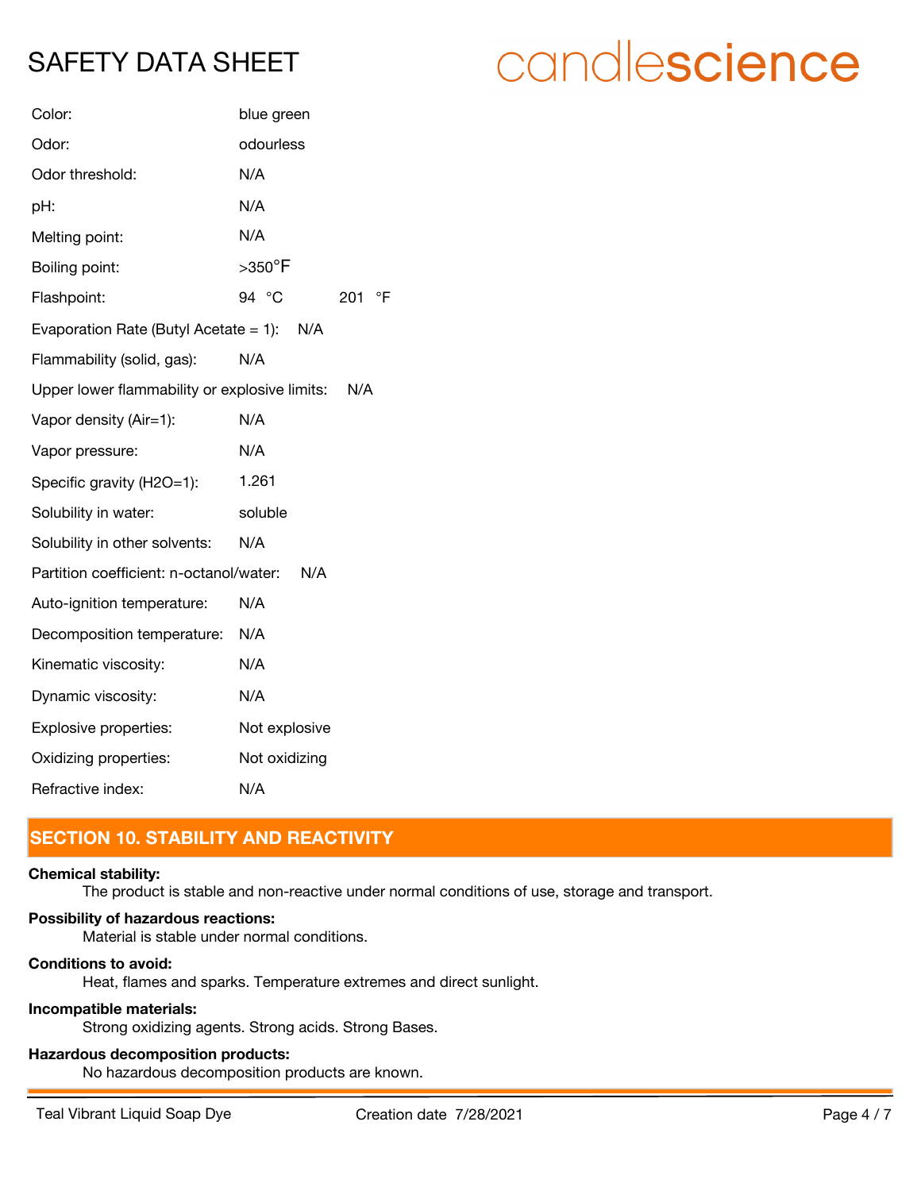| | |
|---|---|
| Color: | blue green |
| Odor: | odourless |
| Odor threshold: | N/A |
| pH: | N/A |
| Melting point: | N/A |
| Boiling point: | >350°F |
| Flashpoint: | 94 °C 201 °F |
| Evaporation Rate (Butyl Acetate = 1): | N/A |
| Flammability (solid, gas): | N/A |
| Upper lower flammability or explosive limits: | N/A |
| Vapor density (Air=1): | N/A |
| Vapor pressure: | N/A |
| Specific gravity (H2O=1): | 1.261 |
| Solubility in water: | soluble |
| Solubility in other solvents: | N/A |
| Partition coefficient: n-octanol/water: | N/A |
| Auto-ignition temperature: | N/A |
| Decomposition temperature: | N/A |
| Kinematic viscosity: | N/A |
| Dynamic viscosity: | N/A |
| Explosive properties: | Not explosive |
| Oxidizing properties: | Not oxidizing |
| Refractive index: | N/A |

## SECTION 10. STABILITY AND REACTIVITY

**Chemical stability:**
The product is stable and non-reactive under normal conditions of use, storage and transport.

**Possibility of hazardous reactions:**
Material is stable under normal conditions.

**Conditions to avoid:**
Heat, flames and sparks. Temperature extremes and direct sunlight.

**Incompatible materials:**
Strong oxidizing agents. Strong acids. Strong Bases.

**Hazardous decomposition products:**
No hazardous decomposition products are known.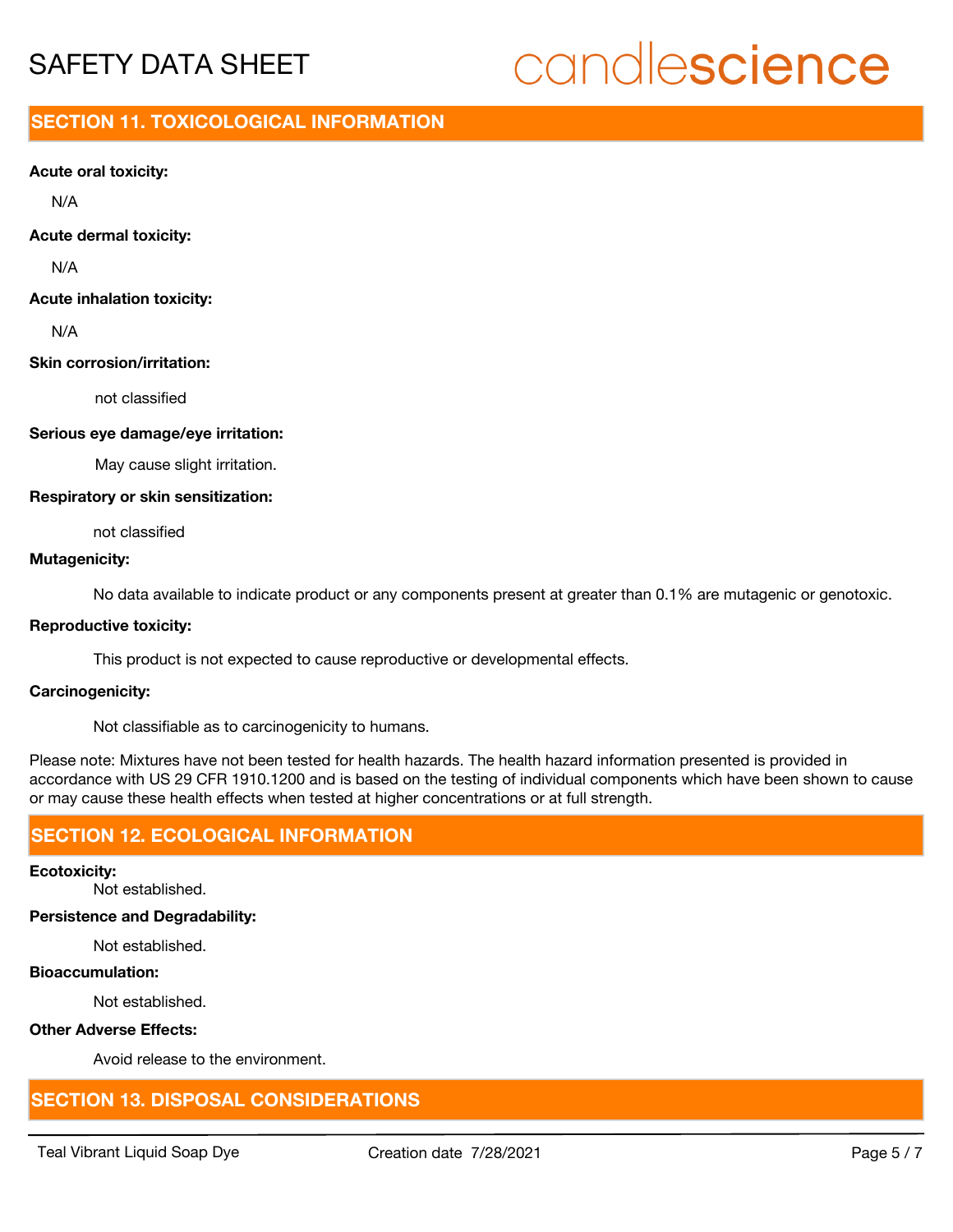## SECTION 11. TOXICOLOGICAL INFORMATION

**Acute oral toxicity:**

N/A

**Acute dermal toxicity:**

N/A

**Acute inhalation toxicity:**

N/A

**Skin corrosion/irritation:**

not classified

**Serious eye damage/eye irritation:**

May cause slight irritation.

**Respiratory or skin sensitization:**

not classified

**Mutagenicity:**

No data available to indicate product or any components present at greater than 0.1% are mutagenic or genotoxic.

**Reproductive toxicity:**

This product is not expected to cause reproductive or developmental effects.

**Carcinogenicity:**

Not classifiable as to carcinogenicity to humans.

Please note: Mixtures have not been tested for health hazards. The health hazard information presented is provided in accordance with US 29 CFR 1910.1200 and is based on the testing of individual components which have been shown to cause or may cause these health effects when tested at higher concentrations or at full strength.

## SECTION 12. ECOLOGICAL INFORMATION

**Ecotoxicity:**

Not established.

**Persistence and Degradability:**

Not established.

**Bioaccumulation:**

Not established.

**Other Adverse Effects:**

Avoid release to the environment.

## SECTION 13. DISPOSAL CONSIDERATIONS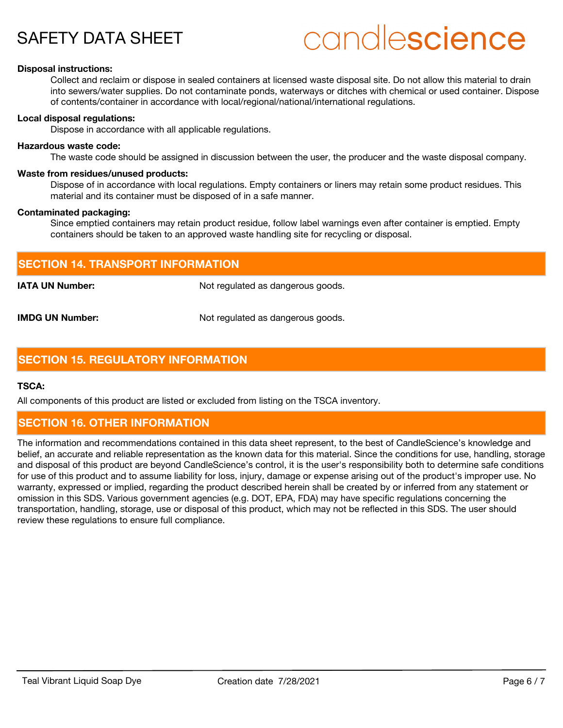**Disposal instructions:**

Collect and reclaim or dispose in sealed containers at licensed waste disposal site. Do not allow this material to drain into sewers/water supplies. Do not contaminate ponds, waterways or ditches with chemical or used container. Dispose of contents/container in accordance with local/regional/national/international regulations.

**Local disposal regulations:**

Dispose in accordance with all applicable regulations.

**Hazardous waste code:**

The waste code should be assigned in discussion between the user, the producer and the waste disposal company.

**Waste from residues/unused products:**

Dispose of in accordance with local regulations. Empty containers or liners may retain some product residues. This material and its container must be disposed of in a safe manner.

**Contaminated packaging:**

Since emptied containers may retain product residue, follow label warnings even after container is emptied. Empty containers should be taken to an approved waste handling site for recycling or disposal.

## SECTION 14. TRANSPORT INFORMATION

| | |
|---|---|
| **IATA UN Number:** | Not regulated as dangerous goods. |
| **IMDG UN Number:** | Not regulated as dangerous goods. |

## SECTION 15. REGULATORY INFORMATION

**TSCA:**

All components of this product are listed or excluded from listing on the TSCA inventory.

## SECTION 16. OTHER INFORMATION

The information and recommendations contained in this data sheet represent, to the best of CandleScience's knowledge and belief, an accurate and reliable representation as the known data for this material. Since the conditions for use, handling, storage and disposal of this product are beyond CandleScience's control, it is the user's responsibility both to determine safe conditions for use of this product and to assume liability for loss, injury, damage or expense arising out of the product's improper use. No warranty, expressed or implied, regarding the product described herein shall be created by or inferred from any statement or omission in this SDS. Various government agencies (e.g. DOT, EPA, FDA) may have specific regulations concerning the transportation, handling, storage, use or disposal of this product, which may not be reflected in this SDS. The user should review these regulations to ensure full compliance.